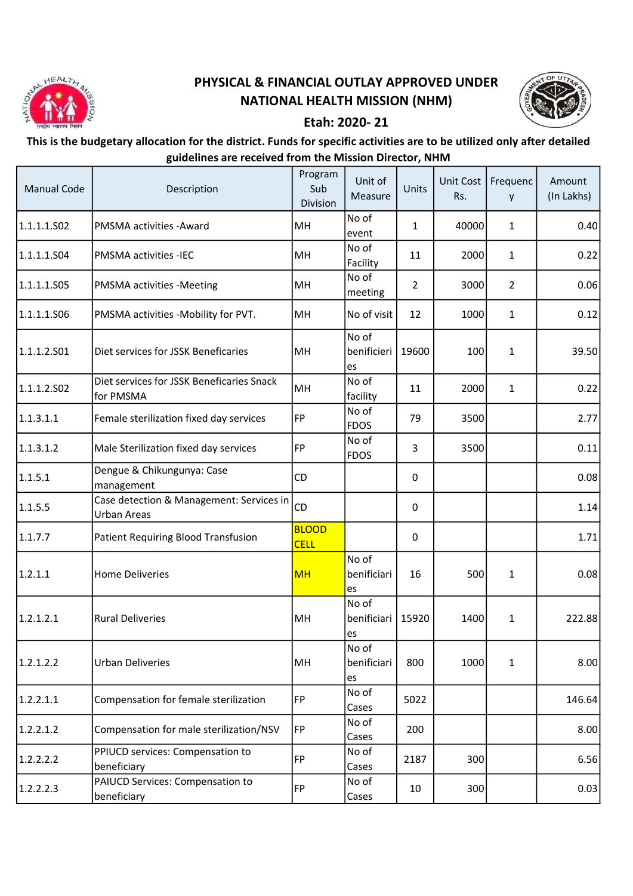# PHYSICAL & FINANCIAL OUTLAY APPROVED UNDER NATIONAL HEALTH MISSION (NHM)

## Etah: 2020- 21

**This is the budgetary allocation for the district. Funds for specific activities are to be utilized only after detailed guidelines are received from the Mission Director, NHM**

| Manual Code | Description | Program Sub Division | Unit of Measure | Units | Unit Cost Rs. | Frequency | Amount (In Lakhs) |
|---|---|---|---|---|---|---|---|
| 1.1.1.1.S02 | PMSMA activities -Award | MH | No of event | 1 | 40000 | 1 | 0.40 |
| 1.1.1.1.S04 | PMSMA activities -IEC | MH | No of Facility | 11 | 2000 | 1 | 0.22 |
| 1.1.1.1.S05 | PMSMA activities -Meeting | MH | No of meeting | 2 | 3000 | 2 | 0.06 |
| 1.1.1.1.S06 | PMSMA activities -Mobility for PVT. | MH | No of visit | 12 | 1000 | 1 | 0.12 |
| 1.1.1.2.S01 | Diet services for JSSK Beneficaries | MH | No of benificieries | 19600 | 100 | 1 | 39.50 |
| 1.1.1.2.S02 | Diet services for JSSK Beneficaries Snack for PMSMA | MH | No of facility | 11 | 2000 | 1 | 0.22 |
| 1.1.3.1.1 | Female sterilization fixed day services | FP | No of FDOS | 79 | 3500 | | 2.77 |
| 1.1.3.1.2 | Male Sterilization fixed day services | FP | No of FDOS | 3 | 3500 | | 0.11 |
| 1.1.5.1 | Dengue & Chikungunya: Case management | CD | | 0 | | | 0.08 |
| 1.1.5.5 | Case detection & Management: Services in Urban Areas | CD | | 0 | | | 1.14 |
| 1.1.7.7 | Patient Requiring Blood Transfusion | BLOOD CELL | | 0 | | | 1.71 |
| 1.2.1.1 | Home Deliveries | MH | No of benificiaries | 16 | 500 | 1 | 0.08 |
| 1.2.1.2.1 | Rural Deliveries | MH | No of benificiaries | 15920 | 1400 | 1 | 222.88 |
| 1.2.1.2.2 | Urban Deliveries | MH | No of benificiaries | 800 | 1000 | 1 | 8.00 |
| 1.2.2.1.1 | Compensation for female sterilization | FP | No of Cases | 5022 | | | 146.64 |
| 1.2.2.1.2 | Compensation for male sterilization/NSV | FP | No of Cases | 200 | | | 8.00 |
| 1.2.2.2.2 | PPIUCD services: Compensation to beneficiary | FP | No of Cases | 2187 | 300 | | 6.56 |
| 1.2.2.2.3 | PAIUCD Services: Compensation to beneficiary | FP | No of Cases | 10 | 300 | | 0.03 |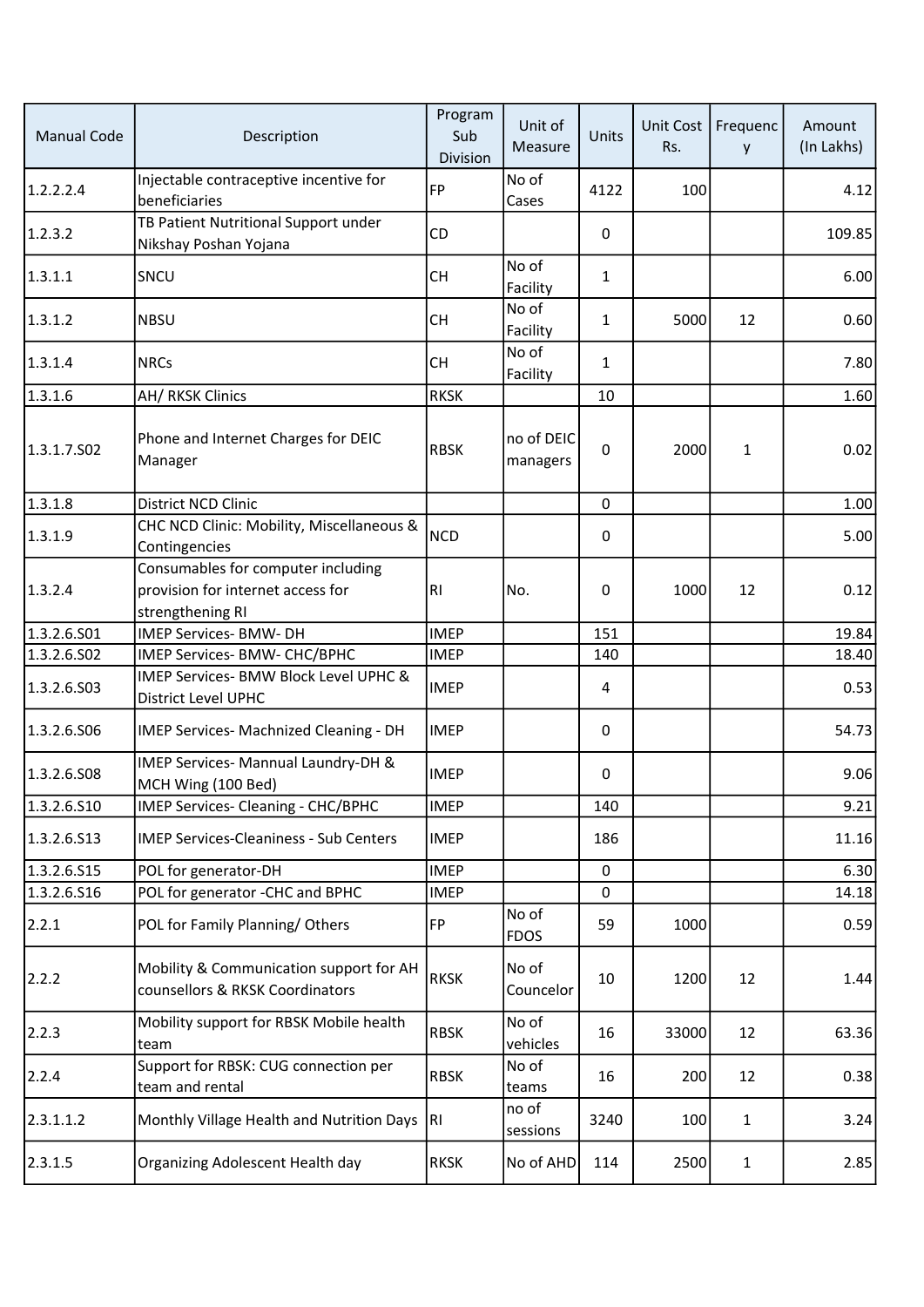| Manual Code | Description | Program Sub Division | Unit of Measure | Units | Unit Cost Rs. | Frequency | Amount (In Lakhs) |
|---|---|---|---|---|---|---|---|
| 1.2.2.2.4 | Injectable contraceptive incentive for beneficiaries | FP | No of Cases | 4122 | 100 | | 4.12 |
| 1.2.3.2 | TB Patient Nutritional Support under Nikshay Poshan Yojana | CD | | 0 | | | 109.85 |
| 1.3.1.1 | SNCU | CH | No of Facility | 1 | | | 6.00 |
| 1.3.1.2 | NBSU | CH | No of Facility | 1 | 5000 | 12 | 0.60 |
| 1.3.1.4 | NRCs | CH | No of Facility | 1 | | | 7.80 |
| 1.3.1.6 | AH/ RKSK Clinics | RKSK | | 10 | | | 1.60 |
| 1.3.1.7.S02 | Phone and Internet Charges for DEIC Manager | RBSK | no of DEIC managers | 0 | 2000 | 1 | 0.02 |
| 1.3.1.8 | District NCD Clinic | | | 0 | | | 1.00 |
| 1.3.1.9 | CHC NCD Clinic: Mobility, Miscellaneous & Contingencies | NCD | | 0 | | | 5.00 |
| 1.3.2.4 | Consumables for computer including provision for internet access for strengthening RI | RI | No. | 0 | 1000 | 12 | 0.12 |
| 1.3.2.6.S01 | IMEP Services- BMW- DH | IMEP | | 151 | | | 19.84 |
| 1.3.2.6.S02 | IMEP Services- BMW- CHC/BPHC | IMEP | | 140 | | | 18.40 |
| 1.3.2.6.S03 | IMEP Services- BMW Block Level UPHC & District Level UPHC | IMEP | | 4 | | | 0.53 |
| 1.3.2.6.S06 | IMEP Services- Machnized Cleaning - DH | IMEP | | 0 | | | 54.73 |
| 1.3.2.6.S08 | IMEP Services- Mannual Laundry-DH & MCH Wing (100 Bed) | IMEP | | 0 | | | 9.06 |
| 1.3.2.6.S10 | IMEP Services- Cleaning - CHC/BPHC | IMEP | | 140 | | | 9.21 |
| 1.3.2.6.S13 | IMEP Services-Cleaniness - Sub Centers | IMEP | | 186 | | | 11.16 |
| 1.3.2.6.S15 | POL for generator-DH | IMEP | | 0 | | | 6.30 |
| 1.3.2.6.S16 | POL for generator -CHC and BPHC | IMEP | | 0 | | | 14.18 |
| 2.2.1 | POL for Family Planning/ Others | FP | No of FDOS | 59 | 1000 | | 0.59 |
| 2.2.2 | Mobility & Communication support for AH counsellors & RKSK Coordinators | RKSK | No of Councelor | 10 | 1200 | 12 | 1.44 |
| 2.2.3 | Mobility support for RBSK Mobile health team | RBSK | No of vehicles | 16 | 33000 | 12 | 63.36 |
| 2.2.4 | Support for RBSK: CUG connection per team and rental | RBSK | No of teams | 16 | 200 | 12 | 0.38 |
| 2.3.1.1.2 | Monthly Village Health and Nutrition Days | RI | no of sessions | 3240 | 100 | 1 | 3.24 |
| 2.3.1.5 | Organizing Adolescent Health day | RKSK | No of AHD | 114 | 2500 | 1 | 2.85 |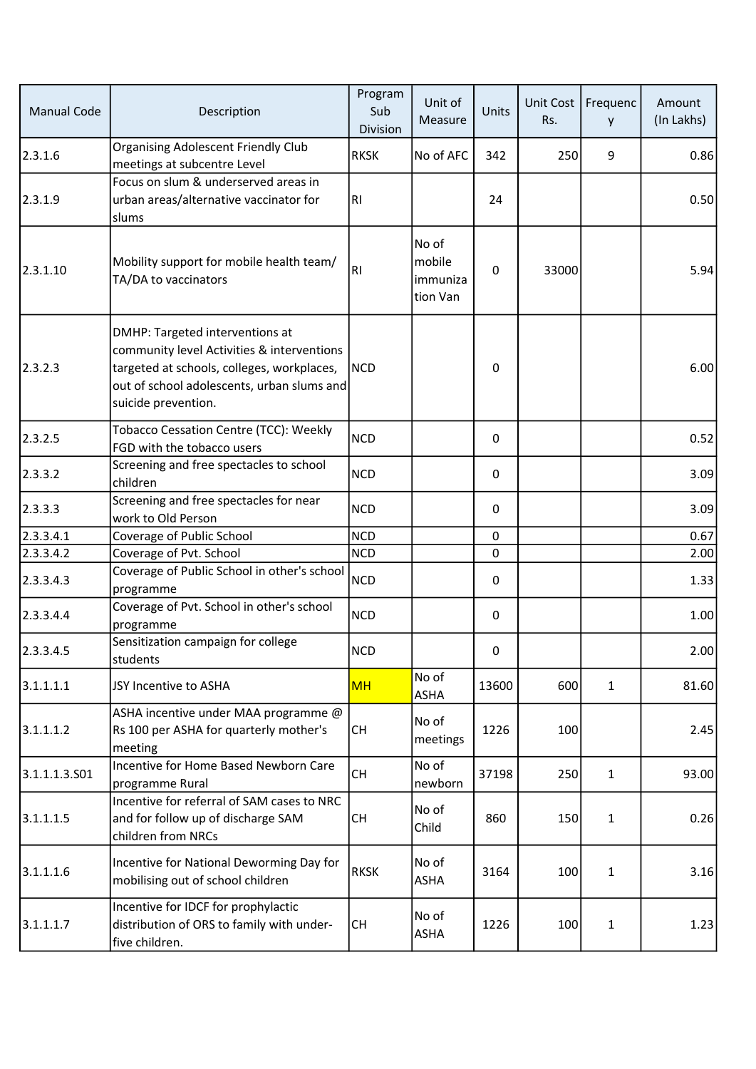| Manual Code | Description | Program Sub Division | Unit of Measure | Units | Unit Cost Rs. | Frequency | Amount (In Lakhs) |
|---|---|---|---|---|---|---|---|
| 2.3.1.6 | Organising Adolescent Friendly Club meetings at subcentre Level | RKSK | No of AFC | 342 | 250 | 9 | 0.86 |
| 2.3.1.9 | Focus on slum & underserved areas in urban areas/alternative vaccinator for slums | RI | | 24 | | | 0.50 |
| 2.3.1.10 | Mobility support for mobile health team/ TA/DA to vaccinators | RI | No of mobile immunization Van | 0 | 33000 | | 5.94 |
| 2.3.2.3 | DMHP: Targeted interventions at community level Activities & interventions targeted at schools, colleges, workplaces, out of school adolescents, urban slums and suicide prevention. | NCD | | 0 | | | 6.00 |
| 2.3.2.5 | Tobacco Cessation Centre (TCC): Weekly FGD with the tobacco users | NCD | | 0 | | | 0.52 |
| 2.3.3.2 | Screening and free spectacles to school children | NCD | | 0 | | | 3.09 |
| 2.3.3.3 | Screening and free spectacles for near work to Old Person | NCD | | 0 | | | 3.09 |
| 2.3.3.4.1 | Coverage of Public School | NCD | | 0 | | | 0.67 |
| 2.3.3.4.2 | Coverage of Pvt. School | NCD | | 0 | | | 2.00 |
| 2.3.3.4.3 | Coverage of Public School in other's school programme | NCD | | 0 | | | 1.33 |
| 2.3.3.4.4 | Coverage of Pvt. School in other's school programme | NCD | | 0 | | | 1.00 |
| 2.3.3.4.5 | Sensitization campaign for college students | NCD | | 0 | | | 2.00 |
| 3.1.1.1.1 | JSY Incentive to ASHA | MH | No of ASHA | 13600 | 600 | 1 | 81.60 |
| 3.1.1.1.2 | ASHA incentive under MAA programme @ Rs 100 per ASHA for quarterly mother's meeting | CH | No of meetings | 1226 | 100 | | 2.45 |
| 3.1.1.1.3.S01 | Incentive for Home Based Newborn Care programme Rural | CH | No of newborn | 37198 | 250 | 1 | 93.00 |
| 3.1.1.1.5 | Incentive for referral of SAM cases to NRC and for follow up of discharge SAM children from NRCs | CH | No of Child | 860 | 150 | 1 | 0.26 |
| 3.1.1.1.6 | Incentive for National Deworming Day for mobilising out of school children | RKSK | No of ASHA | 3164 | 100 | 1 | 3.16 |
| 3.1.1.1.7 | Incentive for IDCF for prophylactic distribution of ORS to family with under-five children. | CH | No of ASHA | 1226 | 100 | 1 | 1.23 |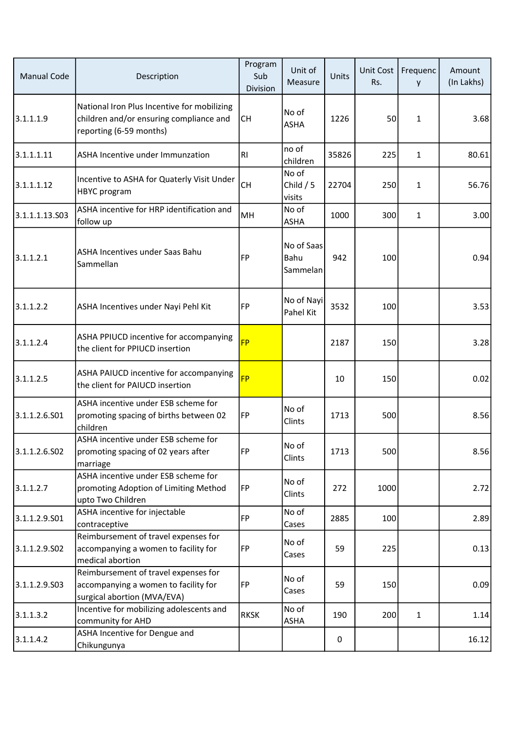| Manual Code | Description | Program Sub Division | Unit of Measure | Units | Unit Cost Rs. | Frequency | Amount (In Lakhs) |
|---|---|---|---|---|---|---|---|
| 3.1.1.1.9 | National Iron Plus Incentive for mobilizing children and/or ensuring compliance and reporting (6-59 months) | CH | No of ASHA | 1226 | 50 | 1 | 3.68 |
| 3.1.1.1.11 | ASHA Incentive under Immunzation | RI | no of children | 35826 | 225 | 1 | 80.61 |
| 3.1.1.1.12 | Incentive to ASHA for Quaterly Visit Under HBYC program | CH | No of Child / 5 visits | 22704 | 250 | 1 | 56.76 |
| 3.1.1.1.13.S03 | ASHA incentive for HRP identification and follow up | MH | No of ASHA | 1000 | 300 | 1 | 3.00 |
| 3.1.1.2.1 | ASHA Incentives under Saas Bahu Sammellan | FP | No of Saas Bahu Sammelan | 942 | 100 | | 0.94 |
| 3.1.1.2.2 | ASHA Incentives under Nayi Pehl Kit | FP | No of Nayi Pahel Kit | 3532 | 100 | | 3.53 |
| 3.1.1.2.4 | ASHA PPIUCD incentive for accompanying the client for PPIUCD insertion | FP | | 2187 | 150 | | 3.28 |
| 3.1.1.2.5 | ASHA PAIUCD incentive for accompanying the client for PAIUCD insertion | FP | | 10 | 150 | | 0.02 |
| 3.1.1.2.6.S01 | ASHA incentive under ESB scheme for promoting spacing of births between 02 children | FP | No of Clints | 1713 | 500 | | 8.56 |
| 3.1.1.2.6.S02 | ASHA incentive under ESB scheme for promoting spacing of 02 years after marriage | FP | No of Clints | 1713 | 500 | | 8.56 |
| 3.1.1.2.7 | ASHA incentive under ESB scheme for promoting Adoption of Limiting Method upto Two Children | FP | No of Clints | 272 | 1000 | | 2.72 |
| 3.1.1.2.9.S01 | ASHA incentive for injectable contraceptive | FP | No of Cases | 2885 | 100 | | 2.89 |
| 3.1.1.2.9.S02 | Reimbursement of travel expenses for accompanying a women to facility for medical abortion | FP | No of Cases | 59 | 225 | | 0.13 |
| 3.1.1.2.9.S03 | Reimbursement of travel expenses for accompanying a women to facility for surgical abortion (MVA/EVA) | FP | No of Cases | 59 | 150 | | 0.09 |
| 3.1.1.3.2 | Incentive for mobilizing adolescents and community for AHD | RKSK | No of ASHA | 190 | 200 | 1 | 1.14 |
| 3.1.1.4.2 | ASHA Incentive for Dengue and Chikungunya | | | 0 | | | 16.12 |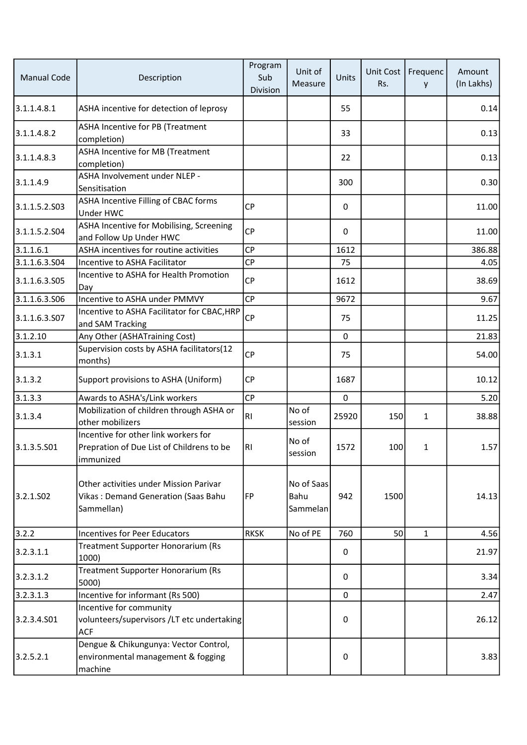| Manual Code | Description | Program Sub Division | Unit of Measure | Units | Unit Cost Rs. | Frequency | Amount (In Lakhs) |
|---|---|---|---|---|---|---|---|
| 3.1.1.4.8.1 | ASHA incentive for detection of leprosy | | | 55 | | | 0.14 |
| 3.1.1.4.8.2 | ASHA Incentive for PB (Treatment completion) | | | 33 | | | 0.13 |
| 3.1.1.4.8.3 | ASHA Incentive for MB (Treatment completion) | | | 22 | | | 0.13 |
| 3.1.1.4.9 | ASHA Involvement under NLEP - Sensitisation | | | 300 | | | 0.30 |
| 3.1.1.5.2.S03 | ASHA Incentive Filling of CBAC forms Under HWC | CP | | 0 | | | 11.00 |
| 3.1.1.5.2.S04 | ASHA Incentive for Mobilising, Screening and Follow Up Under HWC | CP | | 0 | | | 11.00 |
| 3.1.1.6.1 | ASHA incentives for routine activities | CP | | 1612 | | | 386.88 |
| 3.1.1.6.3.S04 | Incentive to ASHA Facilitator | CP | | 75 | | | 4.05 |
| 3.1.1.6.3.S05 | Incentive to ASHA for Health Promotion Day | CP | | 1612 | | | 38.69 |
| 3.1.1.6.3.S06 | Incentive to ASHA under PMMVY | CP | | 9672 | | | 9.67 |
| 3.1.1.6.3.S07 | Incentive to ASHA Facilitator for CBAC,HRP and SAM Tracking | CP | | 75 | | | 11.25 |
| 3.1.2.10 | Any Other (ASHATraining Cost) | | | 0 | | | 21.83 |
| 3.1.3.1 | Supervision costs by ASHA facilitators(12 months) | CP | | 75 | | | 54.00 |
| 3.1.3.2 | Support provisions to ASHA (Uniform) | CP | | 1687 | | | 10.12 |
| 3.1.3.3 | Awards to ASHA's/Link workers | CP | | 0 | | | 5.20 |
| 3.1.3.4 | Mobilization of children through ASHA or other mobilizers | RI | No of session | 25920 | 150 | 1 | 38.88 |
| 3.1.3.5.S01 | Incentive for other link workers for Prepration of Due List of Childrens to be immunized | RI | No of session | 1572 | 100 | 1 | 1.57 |
| 3.2.1.S02 | Other activities under Mission Parivar Vikas : Demand Generation (Saas Bahu Sammellan) | FP | No of Saas Bahu Sammelan | 942 | 1500 | | 14.13 |
| 3.2.2 | Incentives for Peer Educators | RKSK | No of PE | 760 | 50 | 1 | 4.56 |
| 3.2.3.1.1 | Treatment Supporter Honorarium (Rs 1000) | | | 0 | | | 21.97 |
| 3.2.3.1.2 | Treatment Supporter Honorarium (Rs 5000) | | | 0 | | | 3.34 |
| 3.2.3.1.3 | Incentive for informant (Rs 500) | | | 0 | | | 2.47 |
| 3.2.3.4.S01 | Incentive for community volunteers/supervisors /LT etc undertaking ACF | | | 0 | | | 26.12 |
| 3.2.5.2.1 | Dengue & Chikungunya: Vector Control, environmental management & fogging machine | | | 0 | | | 3.83 |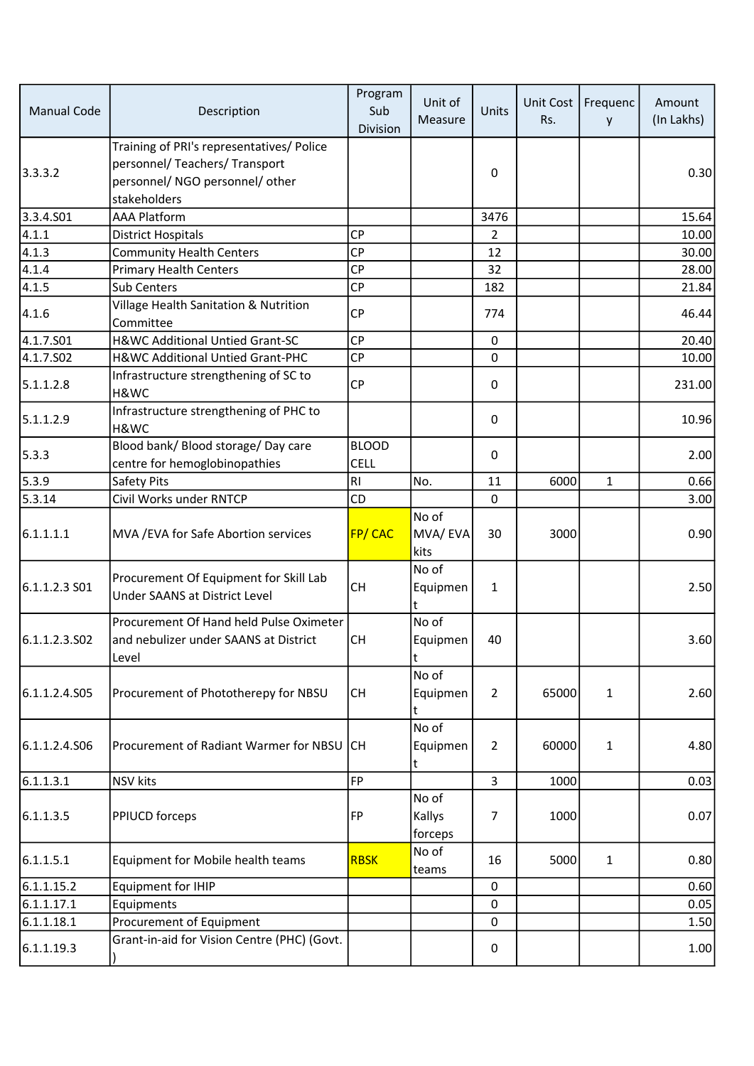| Manual Code | Description | Program Sub Division | Unit of Measure | Units | Unit Cost Rs. | Frequency | Amount (In Lakhs) |
|---|---|---|---|---|---|---|---|
| 3.3.3.2 | Training of PRI's representatives/ Police personnel/ Teachers/ Transport personnel/ NGO personnel/ other stakeholders | | | 0 | | | 0.30 |
| 3.3.4.S01 | AAA Platform | | | 3476 | | | 15.64 |
| 4.1.1 | District Hospitals | CP | | 2 | | | 10.00 |
| 4.1.3 | Community Health Centers | CP | | 12 | | | 30.00 |
| 4.1.4 | Primary Health Centers | CP | | 32 | | | 28.00 |
| 4.1.5 | Sub Centers | CP | | 182 | | | 21.84 |
| 4.1.6 | Village Health Sanitation & Nutrition Committee | CP | | 774 | | | 46.44 |
| 4.1.7.S01 | H&WC Additional Untied Grant-SC | CP | | 0 | | | 20.40 |
| 4.1.7.S02 | H&WC Additional Untied Grant-PHC | CP | | 0 | | | 10.00 |
| 5.1.1.2.8 | Infrastructure strengthening of SC to H&WC | CP | | 0 | | | 231.00 |
| 5.1.1.2.9 | Infrastructure strengthening of PHC to H&WC | | | 0 | | | 10.96 |
| 5.3.3 | Blood bank/ Blood storage/ Day care centre for hemoglobinopathies | BLOOD CELL | | 0 | | | 2.00 |
| 5.3.9 | Safety Pits | RI | No. | 11 | 6000 | 1 | 0.66 |
| 5.3.14 | Civil Works under RNTCP | CD | | 0 | | | 3.00 |
| 6.1.1.1.1 | MVA /EVA for Safe Abortion services | FP/ CAC | No of MVA/ EVA kits | 30 | 3000 | | 0.90 |
| 6.1.1.2.3 S01 | Procurement Of Equipment for Skill Lab Under SAANS at District Level | CH | No of Equipment | 1 | | | 2.50 |
| 6.1.1.2.3.S02 | Procurement Of Hand held Pulse Oximeter and nebulizer under SAANS at District Level | CH | No of Equipment | 40 | | | 3.60 |
| 6.1.1.2.4.S05 | Procurement of Phototherepy for NBSU | CH | No of Equipment | 2 | 65000 | 1 | 2.60 |
| 6.1.1.2.4.S06 | Procurement of Radiant Warmer for NBSU | CH | No of Equipment | 2 | 60000 | 1 | 4.80 |
| 6.1.1.3.1 | NSV kits | FP | | 3 | 1000 | | 0.03 |
| 6.1.1.3.5 | PPIUCD forceps | FP | No of Kallys forceps | 7 | 1000 | | 0.07 |
| 6.1.1.5.1 | Equipment for Mobile health teams | RBSK | No of teams | 16 | 5000 | 1 | 0.80 |
| 6.1.1.15.2 | Equipment for IHIP | | | 0 | | | 0.60 |
| 6.1.1.17.1 | Equipments | | | 0 | | | 0.05 |
| 6.1.1.18.1 | Procurement of Equipment | | | 0 | | | 1.50 |
| 6.1.1.19.3 | Grant-in-aid for Vision Centre (PHC) (Govt. ) | | | 0 | | | 1.00 |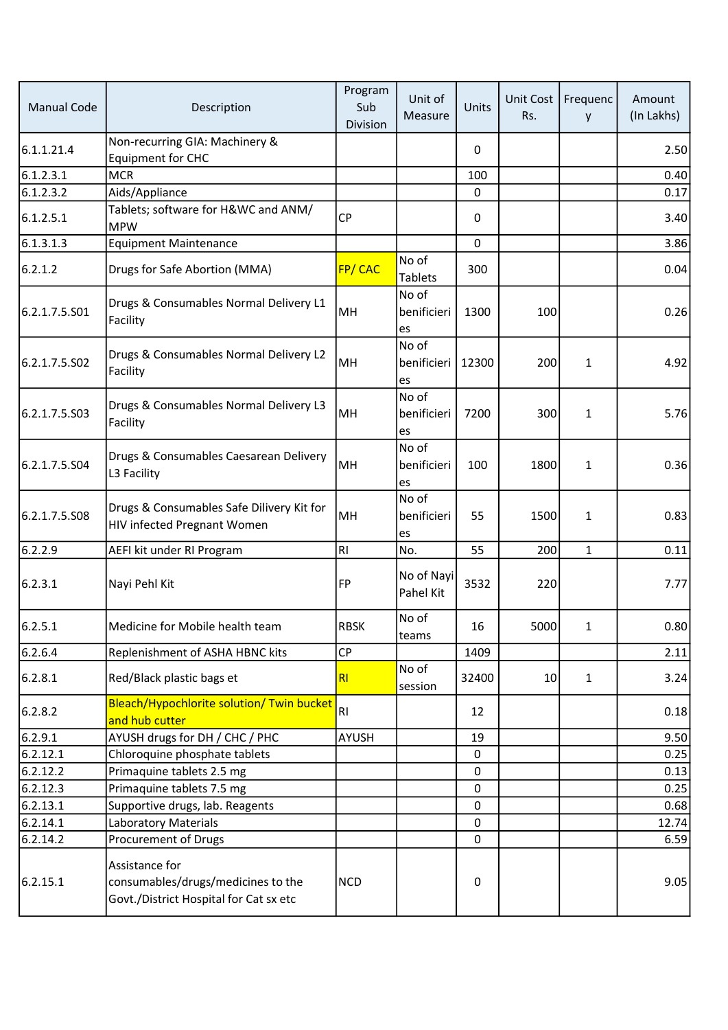| Manual Code | Description | Program Sub Division | Unit of Measure | Units | Unit Cost Rs. | Frequency | Amount (In Lakhs) |
|---|---|---|---|---|---|---|---|
| 6.1.1.21.4 | Non-recurring GIA: Machinery & Equipment for CHC | | | 0 | | | 2.50 |
| 6.1.2.3.1 | MCR | | | 100 | | | 0.40 |
| 6.1.2.3.2 | Aids/Appliance | | | 0 | | | 0.17 |
| 6.1.2.5.1 | Tablets; software for H&WC and ANM/ MPW | CP | | 0 | | | 3.40 |
| 6.1.3.1.3 | Equipment Maintenance | | | 0 | | | 3.86 |
| 6.2.1.2 | Drugs for Safe Abortion (MMA) | FP/ CAC | No of Tablets | 300 | | | 0.04 |
| 6.2.1.7.5.S01 | Drugs & Consumables Normal Delivery L1 Facility | MH | No of benificieries | 1300 | 100 | | 0.26 |
| 6.2.1.7.5.S02 | Drugs & Consumables Normal Delivery L2 Facility | MH | No of benificieries | 12300 | 200 | 1 | 4.92 |
| 6.2.1.7.5.S03 | Drugs & Consumables Normal Delivery L3 Facility | MH | No of benificieries | 7200 | 300 | 1 | 5.76 |
| 6.2.1.7.5.S04 | Drugs & Consumables Caesarean Delivery L3 Facility | MH | No of benificieries | 100 | 1800 | 1 | 0.36 |
| 6.2.1.7.5.S08 | Drugs & Consumables Safe Dilivery Kit for HIV infected Pregnant Women | MH | No of benificieries | 55 | 1500 | 1 | 0.83 |
| 6.2.2.9 | AEFI kit under RI Program | RI | No. | 55 | 200 | 1 | 0.11 |
| 6.2.3.1 | Nayi Pehl Kit | FP | No of Nayi Pahel Kit | 3532 | 220 | | 7.77 |
| 6.2.5.1 | Medicine for Mobile health team | RBSK | No of teams | 16 | 5000 | 1 | 0.80 |
| 6.2.6.4 | Replenishment of ASHA HBNC kits | CP | | 1409 | | | 2.11 |
| 6.2.8.1 | Red/Black plastic bags et | RI | No of session | 32400 | 10 | 1 | 3.24 |
| 6.2.8.2 | Bleach/Hypochlorite solution/ Twin bucket and hub cutter | RI | | 12 | | | 0.18 |
| 6.2.9.1 | AYUSH drugs for DH / CHC / PHC | AYUSH | | 19 | | | 9.50 |
| 6.2.12.1 | Chloroquine phosphate tablets | | | 0 | | | 0.25 |
| 6.2.12.2 | Primaquine tablets 2.5 mg | | | 0 | | | 0.13 |
| 6.2.12.3 | Primaquine tablets 7.5 mg | | | 0 | | | 0.25 |
| 6.2.13.1 | Supportive drugs, lab. Reagents | | | 0 | | | 0.68 |
| 6.2.14.1 | Laboratory Materials | | | 0 | | | 12.74 |
| 6.2.14.2 | Procurement of Drugs | | | 0 | | | 6.59 |
| 6.2.15.1 | Assistance for consumables/drugs/medicines to the Govt./District Hospital for Cat sx etc | NCD | | 0 | | | 9.05 |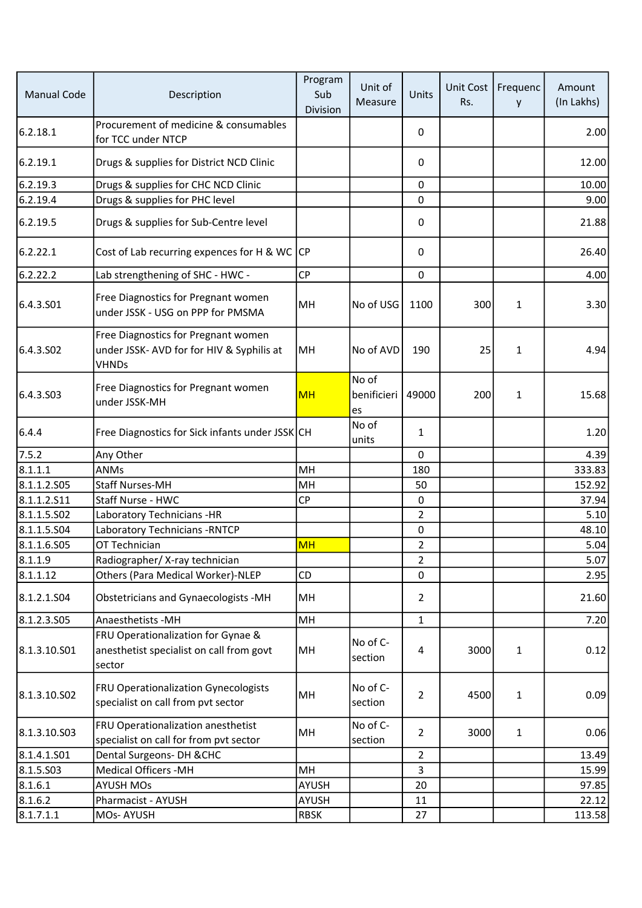| Manual Code | Description | Program Sub Division | Unit of Measure | Units | Unit Cost Rs. | Frequency | Amount (In Lakhs) |
|---|---|---|---|---|---|---|---|
| 6.2.18.1 | Procurement of medicine & consumables for TCC under NTCP | | | 0 | | | 2.00 |
| 6.2.19.1 | Drugs & supplies for District NCD Clinic | | | 0 | | | 12.00 |
| 6.2.19.3 | Drugs & supplies for CHC NCD Clinic | | | 0 | | | 10.00 |
| 6.2.19.4 | Drugs & supplies for PHC level | | | 0 | | | 9.00 |
| 6.2.19.5 | Drugs & supplies for Sub-Centre level | | | 0 | | | 21.88 |
| 6.2.22.1 | Cost of Lab recurring expences for H & WC | CP | | 0 | | | 26.40 |
| 6.2.22.2 | Lab strengthening of SHC - HWC - | CP | | 0 | | | 4.00 |
| 6.4.3.S01 | Free Diagnostics for Pregnant women under JSSK - USG on PPP for PMSMA | MH | No of USG | 1100 | 300 | 1 | 3.30 |
| 6.4.3.S02 | Free Diagnostics for Pregnant women under JSSK- AVD for for HIV & Syphilis at VHNDs | MH | No of AVD | 190 | 25 | 1 | 4.94 |
| 6.4.3.S03 | Free Diagnostics for Pregnant women under JSSK-MH | MH | No of benificieries | 49000 | 200 | 1 | 15.68 |
| 6.4.4 | Free Diagnostics for Sick infants under JSSK | CH | No of units | 1 | | | 1.20 |
| 7.5.2 | Any Other | | | 0 | | | 4.39 |
| 8.1.1.1 | ANMs | MH | | 180 | | | 333.83 |
| 8.1.1.2.S05 | Staff Nurses-MH | MH | | 50 | | | 152.92 |
| 8.1.1.2.S11 | Staff Nurse - HWC | CP | | 0 | | | 37.94 |
| 8.1.1.5.S02 | Laboratory Technicians -HR | | | 2 | | | 5.10 |
| 8.1.1.5.S04 | Laboratory Technicians -RNTCP | | | 0 | | | 48.10 |
| 8.1.1.6.S05 | OT Technician | MH | | 2 | | | 5.04 |
| 8.1.1.9 | Radiographer/ X-ray technician | | | 2 | | | 5.07 |
| 8.1.1.12 | Others (Para Medical Worker)-NLEP | CD | | 0 | | | 2.95 |
| 8.1.2.1.S04 | Obstetricians and Gynaecologists -MH | MH | | 2 | | | 21.60 |
| 8.1.2.3.S05 | Anaesthetists -MH | MH | | 1 | | | 7.20 |
| 8.1.3.10.S01 | FRU Operationalization for Gynae & anesthetist specialist on call from govt sector | MH | No of C-section | 4 | 3000 | 1 | 0.12 |
| 8.1.3.10.S02 | FRU Operationalization Gynecologists specialist on call from pvt sector | MH | No of C-section | 2 | 4500 | 1 | 0.09 |
| 8.1.3.10.S03 | FRU Operationalization anesthetist specialist on call for from pvt sector | MH | No of C-section | 2 | 3000 | 1 | 0.06 |
| 8.1.4.1.S01 | Dental Surgeons- DH &CHC | | | 2 | | | 13.49 |
| 8.1.5.S03 | Medical Officers -MH | MH | | 3 | | | 15.99 |
| 8.1.6.1 | AYUSH MOs | AYUSH | | 20 | | | 97.85 |
| 8.1.6.2 | Pharmacist - AYUSH | AYUSH | | 11 | | | 22.12 |
| 8.1.7.1.1 | MOs- AYUSH | RBSK | | 27 | | | 113.58 |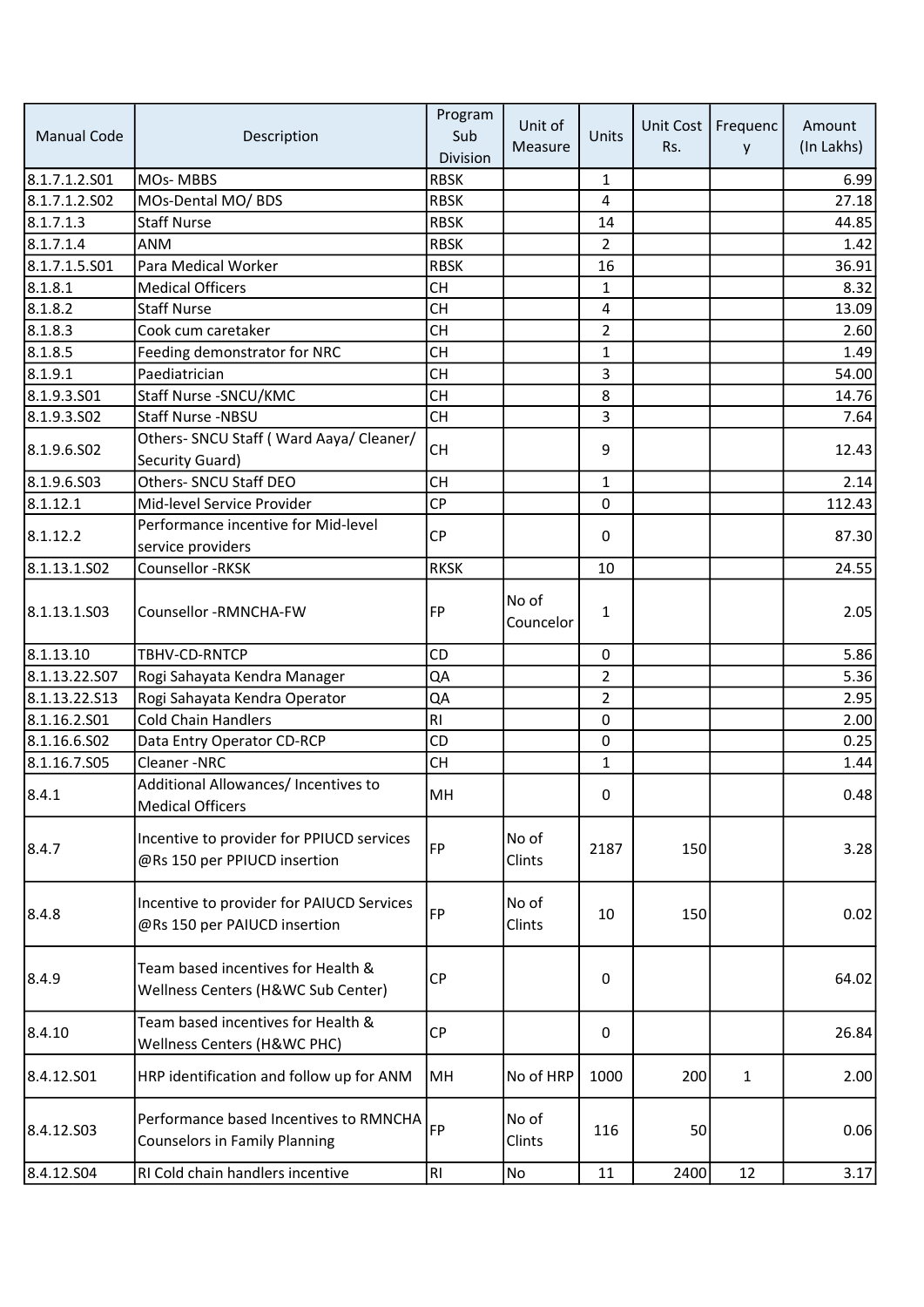| Manual Code | Description | Program Sub Division | Unit of Measure | Units | Unit Cost Rs. | Frequency | Amount (In Lakhs) |
|---|---|---|---|---|---|---|---|
| 8.1.7.1.2.S01 | MOs- MBBS | RBSK | | 1 | | | 6.99 |
| 8.1.7.1.2.S02 | MOs-Dental MO/ BDS | RBSK | | 4 | | | 27.18 |
| 8.1.7.1.3 | Staff Nurse | RBSK | | 14 | | | 44.85 |
| 8.1.7.1.4 | ANM | RBSK | | 2 | | | 1.42 |
| 8.1.7.1.5.S01 | Para Medical Worker | RBSK | | 16 | | | 36.91 |
| 8.1.8.1 | Medical Officers | CH | | 1 | | | 8.32 |
| 8.1.8.2 | Staff Nurse | CH | | 4 | | | 13.09 |
| 8.1.8.3 | Cook cum caretaker | CH | | 2 | | | 2.60 |
| 8.1.8.5 | Feeding demonstrator for NRC | CH | | 1 | | | 1.49 |
| 8.1.9.1 | Paediatrician | CH | | 3 | | | 54.00 |
| 8.1.9.3.S01 | Staff Nurse -SNCU/KMC | CH | | 8 | | | 14.76 |
| 8.1.9.3.S02 | Staff Nurse -NBSU | CH | | 3 | | | 7.64 |
| 8.1.9.6.S02 | Others- SNCU Staff ( Ward Aaya/ Cleaner/ Security Guard) | CH | | 9 | | | 12.43 |
| 8.1.9.6.S03 | Others- SNCU Staff DEO | CH | | 1 | | | 2.14 |
| 8.1.12.1 | Mid-level Service Provider | CP | | 0 | | | 112.43 |
| 8.1.12.2 | Performance incentive for Mid-level service providers | CP | | 0 | | | 87.30 |
| 8.1.13.1.S02 | Counsellor -RKSK | RKSK | | 10 | | | 24.55 |
| 8.1.13.1.S03 | Counsellor -RMNCHA-FW | FP | No of Councelor | 1 | | | 2.05 |
| 8.1.13.10 | TBHV-CD-RNTCP | CD | | 0 | | | 5.86 |
| 8.1.13.22.S07 | Rogi Sahayata Kendra Manager | QA | | 2 | | | 5.36 |
| 8.1.13.22.S13 | Rogi Sahayata Kendra Operator | QA | | 2 | | | 2.95 |
| 8.1.16.2.S01 | Cold Chain Handlers | RI | | 0 | | | 2.00 |
| 8.1.16.6.S02 | Data Entry Operator CD-RCP | CD | | 0 | | | 0.25 |
| 8.1.16.7.S05 | Cleaner -NRC | CH | | 1 | | | 1.44 |
| 8.4.1 | Additional Allowances/ Incentives to Medical Officers | MH | | 0 | | | 0.48 |
| 8.4.7 | Incentive to provider for PPIUCD services @Rs 150 per PPIUCD insertion | FP | No of Clints | 2187 | 150 | | 3.28 |
| 8.4.8 | Incentive to provider for PAIUCD Services @Rs 150 per PAIUCD insertion | FP | No of Clints | 10 | 150 | | 0.02 |
| 8.4.9 | Team based incentives for Health & Wellness Centers (H&WC Sub Center) | CP | | 0 | | | 64.02 |
| 8.4.10 | Team based incentives for Health & Wellness Centers (H&WC PHC) | CP | | 0 | | | 26.84 |
| 8.4.12.S01 | HRP identification and follow up for ANM | MH | No of HRP | 1000 | 200 | 1 | 2.00 |
| 8.4.12.S03 | Performance based Incentives to RMNCHA Counselors in Family Planning | FP | No of Clints | 116 | 50 | | 0.06 |
| 8.4.12.S04 | RI Cold chain handlers incentive | RI | No | 11 | 2400 | 12 | 3.17 |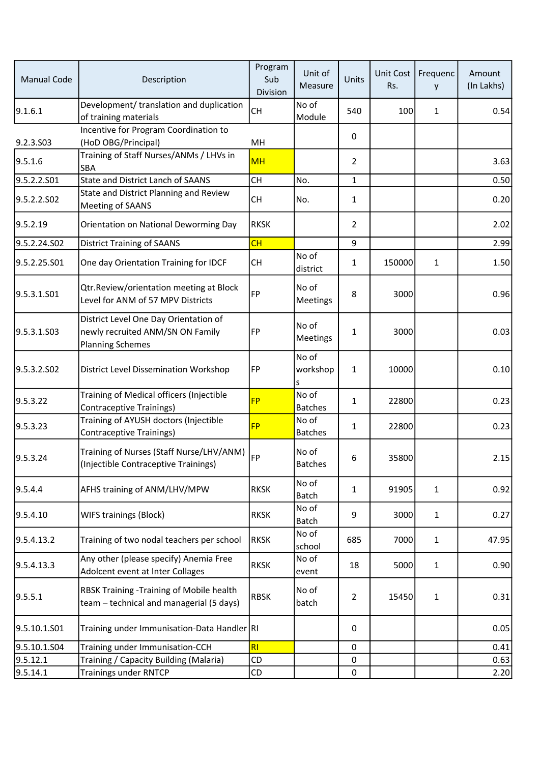| Manual Code | Description | Program Sub Division | Unit of Measure | Units | Unit Cost Rs. | Frequency | Amount (In Lakhs) |
|---|---|---|---|---|---|---|---|
| 9.1.6.1 | Development/ translation and duplication of training materials | CH | No of Module | 540 | 100 | 1 | 0.54 |
| 9.2.3.S03 | Incentive for Program Coordination to (HoD OBG/Principal) | MH | | 0 | | | |
| 9.5.1.6 | Training of Staff Nurses/ANMs / LHVs in SBA | MH | | 2 | | | 3.63 |
| 9.5.2.2.S01 | State and District Lanch of SAANS | CH | No. | 1 | | | 0.50 |
| 9.5.2.2.S02 | State and District Planning and Review Meeting of SAANS | CH | No. | 1 | | | 0.20 |
| 9.5.2.19 | Orientation on National Deworming Day | RKSK | | 2 | | | 2.02 |
| 9.5.2.24.S02 | District Training of SAANS | CH | | 9 | | | 2.99 |
| 9.5.2.25.S01 | One day Orientation Training for IDCF | CH | No of district | 1 | 150000 | 1 | 1.50 |
| 9.5.3.1.S01 | Qtr.Review/orientation meeting at Block Level for ANM of 57 MPV Districts | FP | No of Meetings | 8 | 3000 | | 0.96 |
| 9.5.3.1.S03 | District Level One Day Orientation of newly recruited ANM/SN ON Family Planning Schemes | FP | No of Meetings | 1 | 3000 | | 0.03 |
| 9.5.3.2.S02 | District Level Dissemination Workshop | FP | No of workshops | 1 | 10000 | | 0.10 |
| 9.5.3.22 | Training of Medical officers (Injectible Contraceptive Trainings) | FP | No of Batches | 1 | 22800 | | 0.23 |
| 9.5.3.23 | Training of AYUSH doctors (Injectible Contraceptive Trainings) | FP | No of Batches | 1 | 22800 | | 0.23 |
| 9.5.3.24 | Training of Nurses (Staff Nurse/LHV/ANM) (Injectible Contraceptive Trainings) | FP | No of Batches | 6 | 35800 | | 2.15 |
| 9.5.4.4 | AFHS training of ANM/LHV/MPW | RKSK | No of Batch | 1 | 91905 | 1 | 0.92 |
| 9.5.4.10 | WIFS trainings (Block) | RKSK | No of Batch | 9 | 3000 | 1 | 0.27 |
| 9.5.4.13.2 | Training of two nodal teachers per school | RKSK | No of school | 685 | 7000 | 1 | 47.95 |
| 9.5.4.13.3 | Any other (please specify) Anemia Free Adolcent event at Inter Collages | RKSK | No of event | 18 | 5000 | 1 | 0.90 |
| 9.5.5.1 | RBSK Training -Training of Mobile health team – technical and managerial (5 days) | RBSK | No of batch | 2 | 15450 | 1 | 0.31 |
| 9.5.10.1.S01 | Training under Immunisation-Data Handler | RI | | 0 | | | 0.05 |
| 9.5.10.1.S04 | Training under Immunisation-CCH | RI | | 0 | | | 0.41 |
| 9.5.12.1 | Training / Capacity Building (Malaria) | CD | | 0 | | | 0.63 |
| 9.5.14.1 | Trainings under RNTCP | CD | | 0 | | | 2.20 |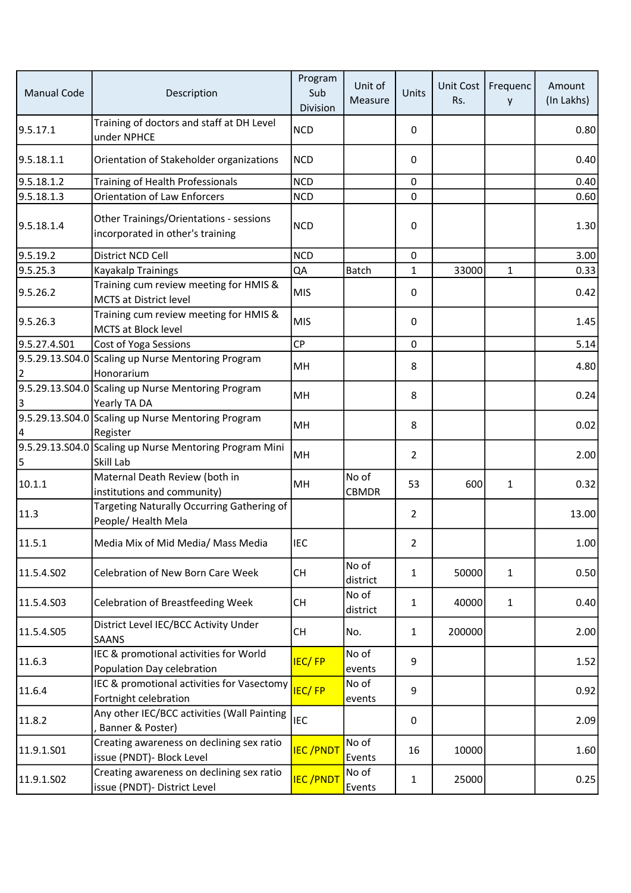| Manual Code | Description | Program Sub Division | Unit of Measure | Units | Unit Cost Rs. | Frequency | Amount (In Lakhs) |
|---|---|---|---|---|---|---|---|
| 9.5.17.1 | Training of doctors and staff at DH Level under NPHCE | NCD | | 0 | | | 0.80 |
| 9.5.18.1.1 | Orientation of Stakeholder organizations | NCD | | 0 | | | 0.40 |
| 9.5.18.1.2 | Training of Health Professionals | NCD | | 0 | | | 0.40 |
| 9.5.18.1.3 | Orientation of Law Enforcers | NCD | | 0 | | | 0.60 |
| 9.5.18.1.4 | Other Trainings/Orientations - sessions incorporated in other's training | NCD | | 0 | | | 1.30 |
| 9.5.19.2 | District NCD Cell | NCD | | 0 | | | 3.00 |
| 9.5.25.3 | Kayakalp Trainings | QA | Batch | 1 | 33000 | 1 | 0.33 |
| 9.5.26.2 | Training cum review meeting for HMIS & MCTS at District level | MIS | | 0 | | | 0.42 |
| 9.5.26.3 | Training cum review meeting for HMIS & MCTS at Block level | MIS | | 0 | | | 1.45 |
| 9.5.27.4.S01 | Cost of Yoga Sessions | CP | | 0 | | | 5.14 |
| 9.5.29.13.S04.02 | Scaling up Nurse Mentoring Program Honorarium | MH | | 8 | | | 4.80 |
| 9.5.29.13.S04.03 | Scaling up Nurse Mentoring Program Yearly TA DA | MH | | 8 | | | 0.24 |
| 9.5.29.13.S04.04 | Scaling up Nurse Mentoring Program Register | MH | | 8 | | | 0.02 |
| 9.5.29.13.S04.05 | Scaling up Nurse Mentoring Program Mini Skill Lab | MH | | 2 | | | 2.00 |
| 10.1.1 | Maternal Death Review (both in institutions and community) | MH | No of CBMDR | 53 | 600 | 1 | 0.32 |
| 11.3 | Targeting Naturally Occurring Gathering of People/ Health Mela | | | 2 | | | 13.00 |
| 11.5.1 | Media Mix of Mid Media/ Mass Media | IEC | | 2 | | | 1.00 |
| 11.5.4.S02 | Celebration of New Born Care Week | CH | No of district | 1 | 50000 | 1 | 0.50 |
| 11.5.4.S03 | Celebration of Breastfeeding Week | CH | No of district | 1 | 40000 | 1 | 0.40 |
| 11.5.4.S05 | District Level IEC/BCC Activity Under SAANS | CH | No. | 1 | 200000 | | 2.00 |
| 11.6.3 | IEC & promotional activities for World Population Day celebration | IEC/ FP | No of events | 9 | | | 1.52 |
| 11.6.4 | IEC & promotional activities for Vasectomy Fortnight celebration | IEC/ FP | No of events | 9 | | | 0.92 |
| 11.8.2 | Any other IEC/BCC activities (Wall Painting , Banner & Poster) | IEC | | 0 | | | 2.09 |
| 11.9.1.S01 | Creating awareness on declining sex ratio issue (PNDT)- Block Level | IEC /PNDT | No of Events | 16 | 10000 | | 1.60 |
| 11.9.1.S02 | Creating awareness on declining sex ratio issue (PNDT)- District Level | IEC /PNDT | No of Events | 1 | 25000 | | 0.25 |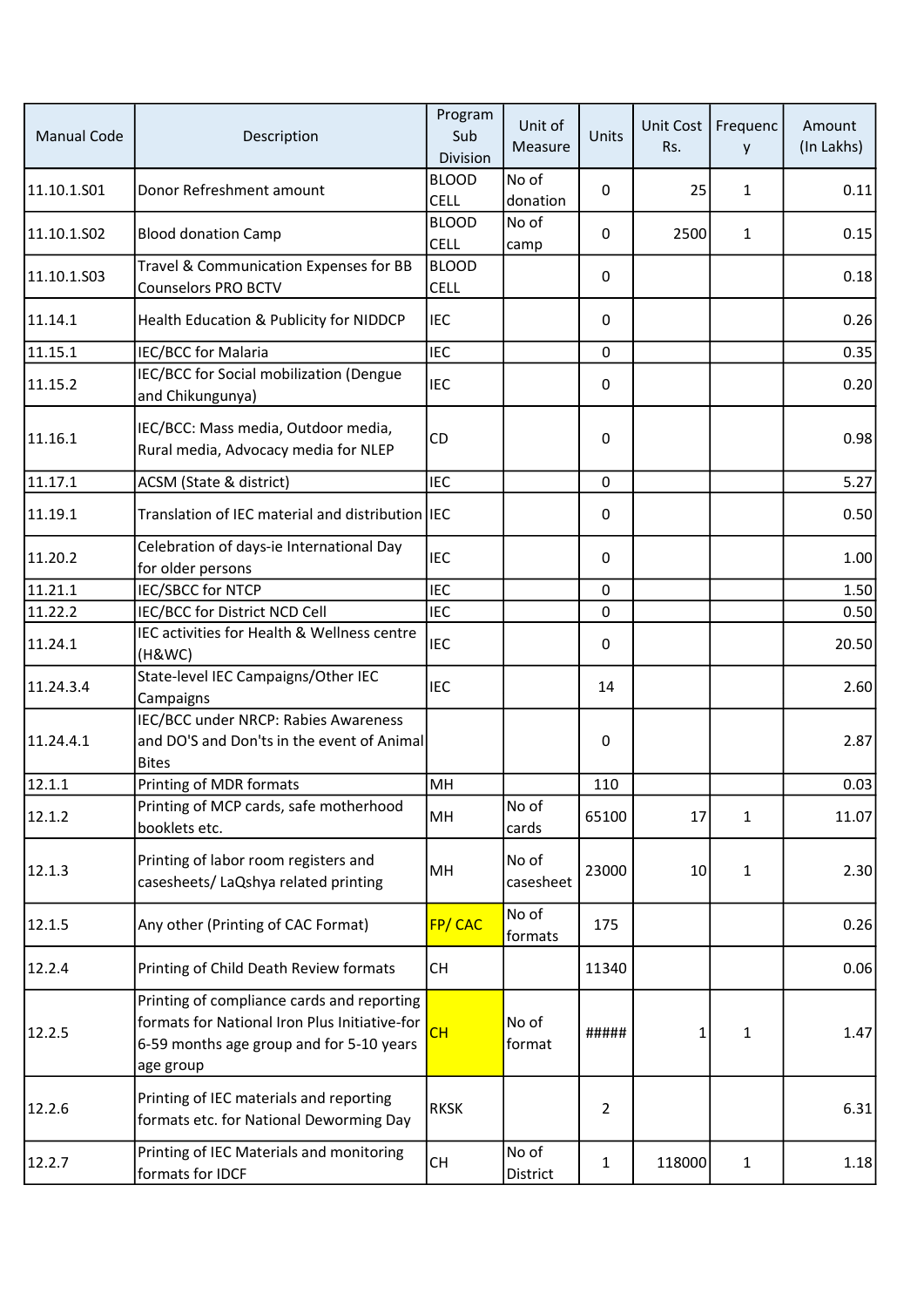| Manual Code | Description | Program Sub Division | Unit of Measure | Units | Unit Cost Rs. | Frequency | Amount (In Lakhs) |
|---|---|---|---|---|---|---|---|
| 11.10.1.S01 | Donor Refreshment amount | BLOOD CELL | No of donation | 0 | 25 | 1 | 0.11 |
| 11.10.1.S02 | Blood donation Camp | BLOOD CELL | No of camp | 0 | 2500 | 1 | 0.15 |
| 11.10.1.S03 | Travel & Communication Expenses for BB Counselors PRO BCTV | BLOOD CELL | | 0 | | | 0.18 |
| 11.14.1 | Health Education & Publicity for NIDDCP | IEC | | 0 | | | 0.26 |
| 11.15.1 | IEC/BCC for Malaria | IEC | | 0 | | | 0.35 |
| 11.15.2 | IEC/BCC for Social mobilization (Dengue and Chikungunya) | IEC | | 0 | | | 0.20 |
| 11.16.1 | IEC/BCC: Mass media, Outdoor media, Rural media, Advocacy media for NLEP | CD | | 0 | | | 0.98 |
| 11.17.1 | ACSM (State & district) | IEC | | 0 | | | 5.27 |
| 11.19.1 | Translation of IEC material and distribution | IEC | | 0 | | | 0.50 |
| 11.20.2 | Celebration of days-ie International Day for older persons | IEC | | 0 | | | 1.00 |
| 11.21.1 | IEC/SBCC for NTCP | IEC | | 0 | | | 1.50 |
| 11.22.2 | IEC/BCC for District NCD Cell | IEC | | 0 | | | 0.50 |
| 11.24.1 | IEC activities for Health & Wellness centre (H&WC) | IEC | | 0 | | | 20.50 |
| 11.24.3.4 | State-level IEC Campaigns/Other IEC Campaigns | IEC | | 14 | | | 2.60 |
| 11.24.4.1 | IEC/BCC under NRCP: Rabies Awareness and DO'S and Don'ts in the event of Animal Bites | | | 0 | | | 2.87 |
| 12.1.1 | Printing of MDR formats | MH | | 110 | | | 0.03 |
| 12.1.2 | Printing of MCP cards, safe motherhood booklets etc. | MH | No of cards | 65100 | 17 | 1 | 11.07 |
| 12.1.3 | Printing of labor room registers and casesheets/ LaQshya related printing | MH | No of casesheet | 23000 | 10 | 1 | 2.30 |
| 12.1.5 | Any other (Printing of CAC Format) | FP/ CAC | No of formats | 175 | | | 0.26 |
| 12.2.4 | Printing of Child Death Review formats | CH | | 11340 | | | 0.06 |
| 12.2.5 | Printing of compliance cards and reporting formats for National Iron Plus Initiative-for 6-59 months age group and for 5-10 years age group | CH | No of format | ##### | 1 | 1 | 1.47 |
| 12.2.6 | Printing of IEC materials and reporting formats etc. for National Deworming Day | RKSK | | 2 | | | 6.31 |
| 12.2.7 | Printing of IEC Materials and monitoring formats for IDCF | CH | No of District | 1 | 118000 | 1 | 1.18 |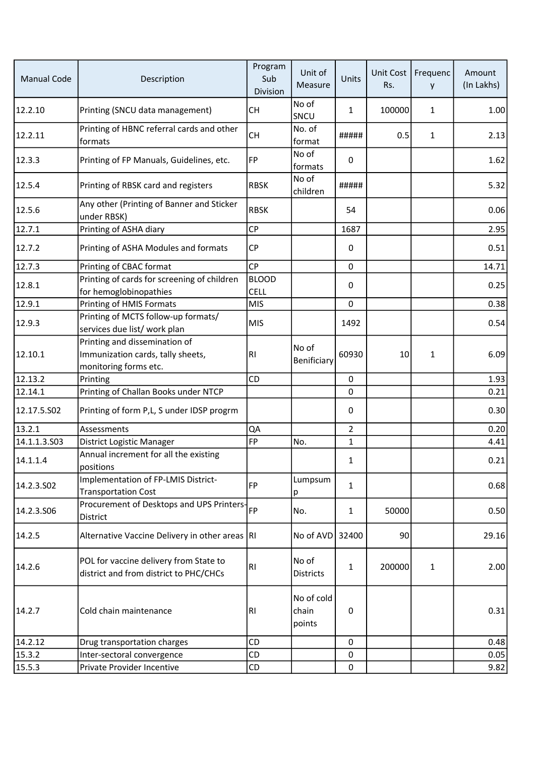| Manual Code | Description | Program Sub Division | Unit of Measure | Units | Unit Cost Rs. | Frequency | Amount (In Lakhs) |
|---|---|---|---|---|---|---|---|
| 12.2.10 | Printing (SNCU data management) | CH | No of SNCU | 1 | 100000 | 1 | 1.00 |
| 12.2.11 | Printing of HBNC referral cards and other formats | CH | No. of format | ##### | 0.5 | 1 | 2.13 |
| 12.3.3 | Printing of FP Manuals, Guidelines, etc. | FP | No of formats | 0 | | | 1.62 |
| 12.5.4 | Printing of RBSK card and registers | RBSK | No of children | ##### | | | 5.32 |
| 12.5.6 | Any other (Printing of Banner and Sticker under RBSK) | RBSK | | 54 | | | 0.06 |
| 12.7.1 | Printing of ASHA diary | CP | | 1687 | | | 2.95 |
| 12.7.2 | Printing of ASHA Modules and formats | CP | | 0 | | | 0.51 |
| 12.7.3 | Printing of CBAC format | CP | | 0 | | | 14.71 |
| 12.8.1 | Printing of cards for screening of children for hemoglobinopathies | BLOOD CELL | | 0 | | | 0.25 |
| 12.9.1 | Printing of HMIS Formats | MIS | | 0 | | | 0.38 |
| 12.9.3 | Printing of MCTS follow-up formats/ services due list/ work plan | MIS | | 1492 | | | 0.54 |
| 12.10.1 | Printing and dissemination of Immunization cards, tally sheets, monitoring forms etc. | RI | No of Benificiary | 60930 | 10 | 1 | 6.09 |
| 12.13.2 | Printing | CD | | 0 | | | 1.93 |
| 12.14.1 | Printing of Challan Books under NTCP | | | 0 | | | 0.21 |
| 12.17.5.S02 | Printing of form P,L, S under IDSP progrm | | | 0 | | | 0.30 |
| 13.2.1 | Assessments | QA | | 2 | | | 0.20 |
| 14.1.1.3.S03 | District Logistic Manager | FP | No. | 1 | | | 4.41 |
| 14.1.1.4 | Annual increment for all the existing positions | | | 1 | | | 0.21 |
| 14.2.3.S02 | Implementation of FP-LMIS District-Transportation Cost | FP | Lumpsump | 1 | | | 0.68 |
| 14.2.3.S06 | Procurement of Desktops and UPS Printers-District | FP | No. | 1 | 50000 | | 0.50 |
| 14.2.5 | Alternative Vaccine Delivery in other areas | RI | No of AVD | 32400 | 90 | | 29.16 |
| 14.2.6 | POL for vaccine delivery from State to district and from district to PHC/CHCs | RI | No of Districts | 1 | 200000 | 1 | 2.00 |
| 14.2.7 | Cold chain maintenance | RI | No of cold chain points | 0 | | | 0.31 |
| 14.2.12 | Drug transportation charges | CD | | 0 | | | 0.48 |
| 15.3.2 | Inter-sectoral convergence | CD | | 0 | | | 0.05 |
| 15.5.3 | Private Provider Incentive | CD | | 0 | | | 9.82 |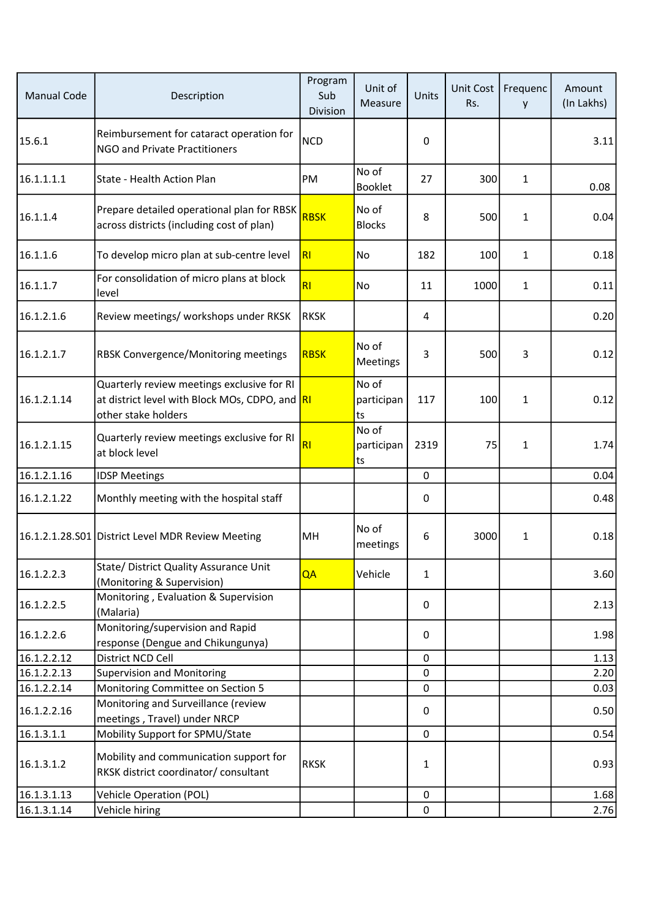| Manual Code | Description | Program Sub Division | Unit of Measure | Units | Unit Cost Rs. | Frequency | Amount (In Lakhs) |
|---|---|---|---|---|---|---|---|
| 15.6.1 | Reimbursement for cataract operation for NGO and Private Practitioners | NCD | | 0 | | | 3.11 |
| 16.1.1.1.1 | State - Health Action Plan | PM | No of Booklet | 27 | 300 | 1 | 0.08 |
| 16.1.1.4 | Prepare detailed operational plan for RBSK across districts (including cost of plan) | RBSK | No of Blocks | 8 | 500 | 1 | 0.04 |
| 16.1.1.6 | To develop micro plan at sub-centre level | RI | No | 182 | 100 | 1 | 0.18 |
| 16.1.1.7 | For consolidation of micro plans at block level | RI | No | 11 | 1000 | 1 | 0.11 |
| 16.1.2.1.6 | Review meetings/ workshops under RKSK | RKSK | | 4 | | | 0.20 |
| 16.1.2.1.7 | RBSK Convergence/Monitoring meetings | RBSK | No of Meetings | 3 | 500 | 3 | 0.12 |
| 16.1.2.1.14 | Quarterly review meetings exclusive for RI at district level with Block MOs, CDPO, and other stake holders | RI | No of participants | 117 | 100 | 1 | 0.12 |
| 16.1.2.1.15 | Quarterly review meetings exclusive for RI at block level | RI | No of participants | 2319 | 75 | 1 | 1.74 |
| 16.1.2.1.16 | IDSP Meetings | | | 0 | | | 0.04 |
| 16.1.2.1.22 | Monthly meeting with the hospital staff | | | 0 | | | 0.48 |
| 16.1.2.1.28.S01 | District Level MDR Review Meeting | MH | No of meetings | 6 | 3000 | 1 | 0.18 |
| 16.1.2.2.3 | State/ District Quality Assurance Unit (Monitoring & Supervision) | QA | Vehicle | 1 | | | 3.60 |
| 16.1.2.2.5 | Monitoring , Evaluation & Supervision (Malaria) | | | 0 | | | 2.13 |
| 16.1.2.2.6 | Monitoring/supervision and Rapid response (Dengue and Chikungunya) | | | 0 | | | 1.98 |
| 16.1.2.2.12 | District NCD Cell | | | 0 | | | 1.13 |
| 16.1.2.2.13 | Supervision and Monitoring | | | 0 | | | 2.20 |
| 16.1.2.2.14 | Monitoring Committee on Section 5 | | | 0 | | | 0.03 |
| 16.1.2.2.16 | Monitoring and Surveillance (review meetings , Travel) under NRCP | | | 0 | | | 0.50 |
| 16.1.3.1.1 | Mobility Support for SPMU/State | | | 0 | | | 0.54 |
| 16.1.3.1.2 | Mobility and communication support for RKSK district coordinator/ consultant | RKSK | | 1 | | | 0.93 |
| 16.1.3.1.13 | Vehicle Operation (POL) | | | 0 | | | 1.68 |
| 16.1.3.1.14 | Vehicle hiring | | | 0 | | | 2.76 |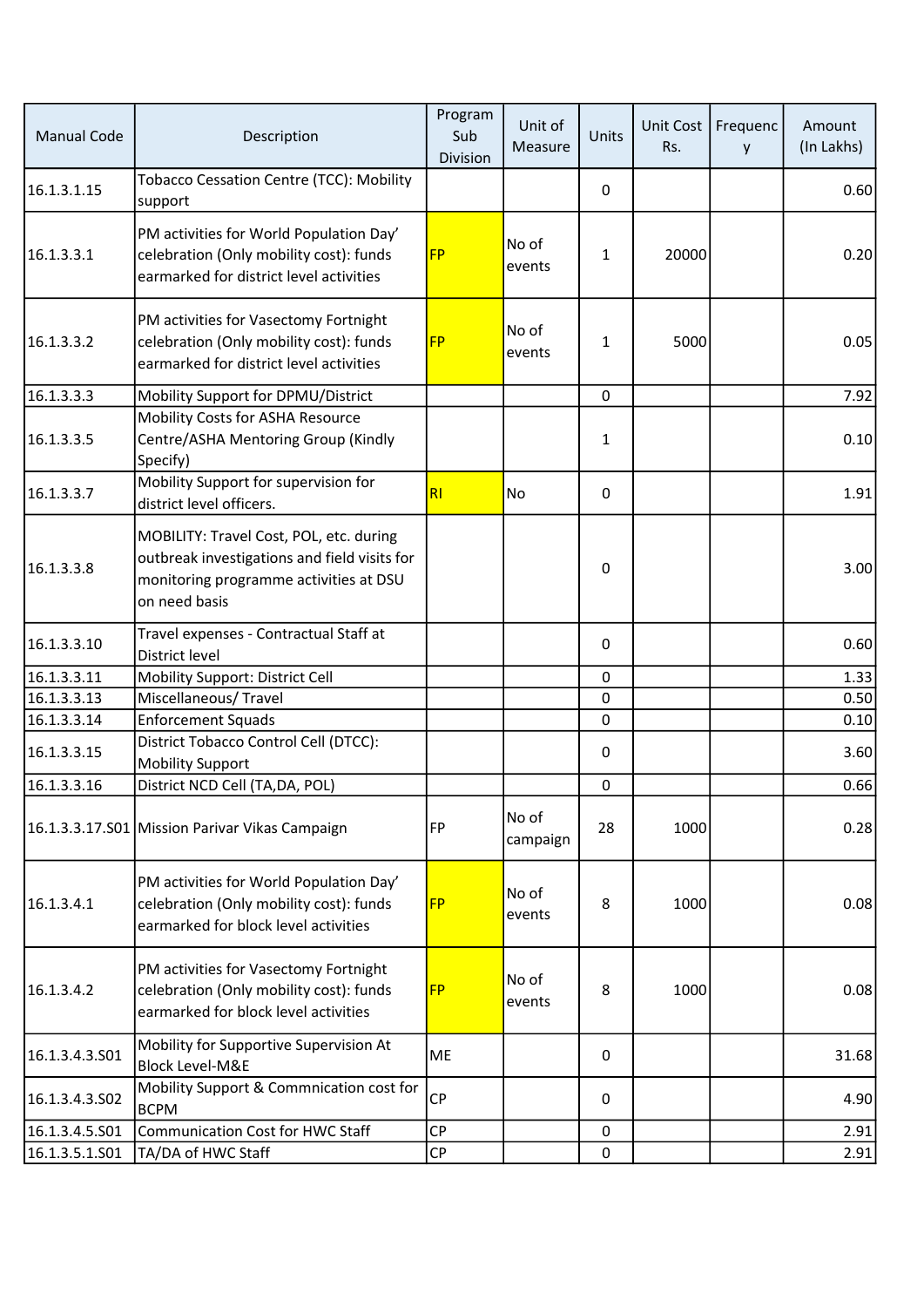| Manual Code | Description | Program Sub Division | Unit of Measure | Units | Unit Cost Rs. | Frequency | Amount (In Lakhs) |
|---|---|---|---|---|---|---|---|
| 16.1.3.1.15 | Tobacco Cessation Centre (TCC): Mobility support | | | 0 | | | 0.60 |
| 16.1.3.3.1 | PM activities for World Population Day' celebration (Only mobility cost): funds earmarked for district level activities | FP | No of events | 1 | 20000 | | 0.20 |
| 16.1.3.3.2 | PM activities for Vasectomy Fortnight celebration (Only mobility cost): funds earmarked for district level activities | FP | No of events | 1 | 5000 | | 0.05 |
| 16.1.3.3.3 | Mobility Support for DPMU/District | | | 0 | | | 7.92 |
| 16.1.3.3.5 | Mobility Costs for ASHA Resource Centre/ASHA Mentoring Group (Kindly Specify) | | | 1 | | | 0.10 |
| 16.1.3.3.7 | Mobility Support for supervision for district level officers. | RI | No | 0 | | | 1.91 |
| 16.1.3.3.8 | MOBILITY: Travel Cost, POL, etc. during outbreak investigations and field visits for monitoring programme activities at DSU on need basis | | | 0 | | | 3.00 |
| 16.1.3.3.10 | Travel expenses - Contractual Staff at District level | | | 0 | | | 0.60 |
| 16.1.3.3.11 | Mobility Support: District Cell | | | 0 | | | 1.33 |
| 16.1.3.3.13 | Miscellaneous/ Travel | | | 0 | | | 0.50 |
| 16.1.3.3.14 | Enforcement Squads | | | 0 | | | 0.10 |
| 16.1.3.3.15 | District Tobacco Control Cell (DTCC): Mobility Support | | | 0 | | | 3.60 |
| 16.1.3.3.16 | District NCD Cell (TA,DA, POL) | | | 0 | | | 0.66 |
| 16.1.3.3.17.S01 | Mission Parivar Vikas Campaign | FP | No of campaign | 28 | 1000 | | 0.28 |
| 16.1.3.4.1 | PM activities for World Population Day' celebration (Only mobility cost): funds earmarked for block level activities | FP | No of events | 8 | 1000 | | 0.08 |
| 16.1.3.4.2 | PM activities for Vasectomy Fortnight celebration (Only mobility cost): funds earmarked for block level activities | FP | No of events | 8 | 1000 | | 0.08 |
| 16.1.3.4.3.S01 | Mobility for Supportive Supervision At Block Level-M&E | ME | | 0 | | | 31.68 |
| 16.1.3.4.3.S02 | Mobility Support & Commnication cost for BCPM | CP | | 0 | | | 4.90 |
| 16.1.3.4.5.S01 | Communication Cost for HWC Staff | CP | | 0 | | | 2.91 |
| 16.1.3.5.1.S01 | TA/DA of HWC Staff | CP | | 0 | | | 2.91 |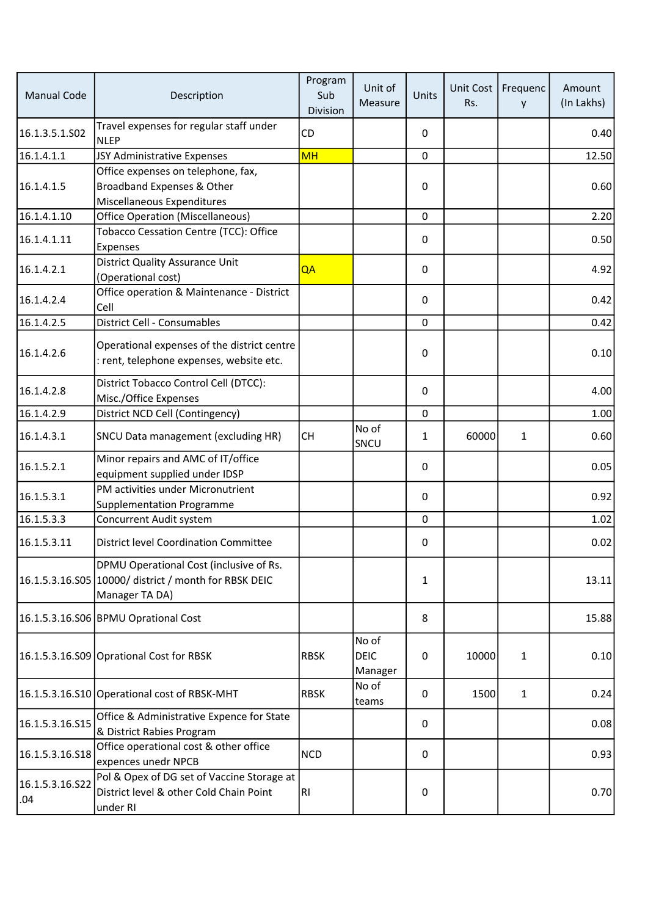| Manual Code | Description | Program Sub Division | Unit of Measure | Units | Unit Cost Rs. | Frequency | Amount (In Lakhs) |
|---|---|---|---|---|---|---|---|
| 16.1.3.5.1.S02 | Travel expenses for regular staff under NLEP | CD | | 0 | | | 0.40 |
| 16.1.4.1.1 | JSY Administrative Expenses | MH | | 0 | | | 12.50 |
| 16.1.4.1.5 | Office expenses on telephone, fax, Broadband Expenses & Other Miscellaneous Expenditures | | | 0 | | | 0.60 |
| 16.1.4.1.10 | Office Operation (Miscellaneous) | | | 0 | | | 2.20 |
| 16.1.4.1.11 | Tobacco Cessation Centre (TCC): Office Expenses | | | 0 | | | 0.50 |
| 16.1.4.2.1 | District Quality Assurance Unit (Operational cost) | QA | | 0 | | | 4.92 |
| 16.1.4.2.4 | Office operation & Maintenance - District Cell | | | 0 | | | 0.42 |
| 16.1.4.2.5 | District Cell - Consumables | | | 0 | | | 0.42 |
| 16.1.4.2.6 | Operational expenses of the district centre : rent, telephone expenses, website etc. | | | 0 | | | 0.10 |
| 16.1.4.2.8 | District Tobacco Control Cell (DTCC): Misc./Office Expenses | | | 0 | | | 4.00 |
| 16.1.4.2.9 | District NCD Cell (Contingency) | | | 0 | | | 1.00 |
| 16.1.4.3.1 | SNCU Data management (excluding HR) | CH | No of SNCU | 1 | 60000 | 1 | 0.60 |
| 16.1.5.2.1 | Minor repairs and AMC of IT/office equipment supplied under IDSP | | | 0 | | | 0.05 |
| 16.1.5.3.1 | PM activities under Micronutrient Supplementation Programme | | | 0 | | | 0.92 |
| 16.1.5.3.3 | Concurrent Audit system | | | 0 | | | 1.02 |
| 16.1.5.3.11 | District level Coordination Committee | | | 0 | | | 0.02 |
| 16.1.5.3.16.S05 | DPMU Operational Cost (inclusive of Rs. 10000/ district / month for RBSK DEIC Manager TA DA) | | | 1 | | | 13.11 |
| 16.1.5.3.16.S06 | BPMU Oprational Cost | | | 8 | | | 15.88 |
| 16.1.5.3.16.S09 | Oprational Cost for RBSK | RBSK | No of DEIC Manager | 0 | 10000 | 1 | 0.10 |
| 16.1.5.3.16.S10 | Operational cost of RBSK-MHT | RBSK | No of teams | 0 | 1500 | 1 | 0.24 |
| 16.1.5.3.16.S15 | Office & Administrative Expence for State & District Rabies Program | | | 0 | | | 0.08 |
| 16.1.5.3.16.S18 | Office operational cost & other office expences unedr NPCB | NCD | | 0 | | | 0.93 |
| 16.1.5.3.16.S22.04 | Pol & Opex of DG set of Vaccine Storage at District level & other Cold Chain Point under RI | RI | | 0 | | | 0.70 |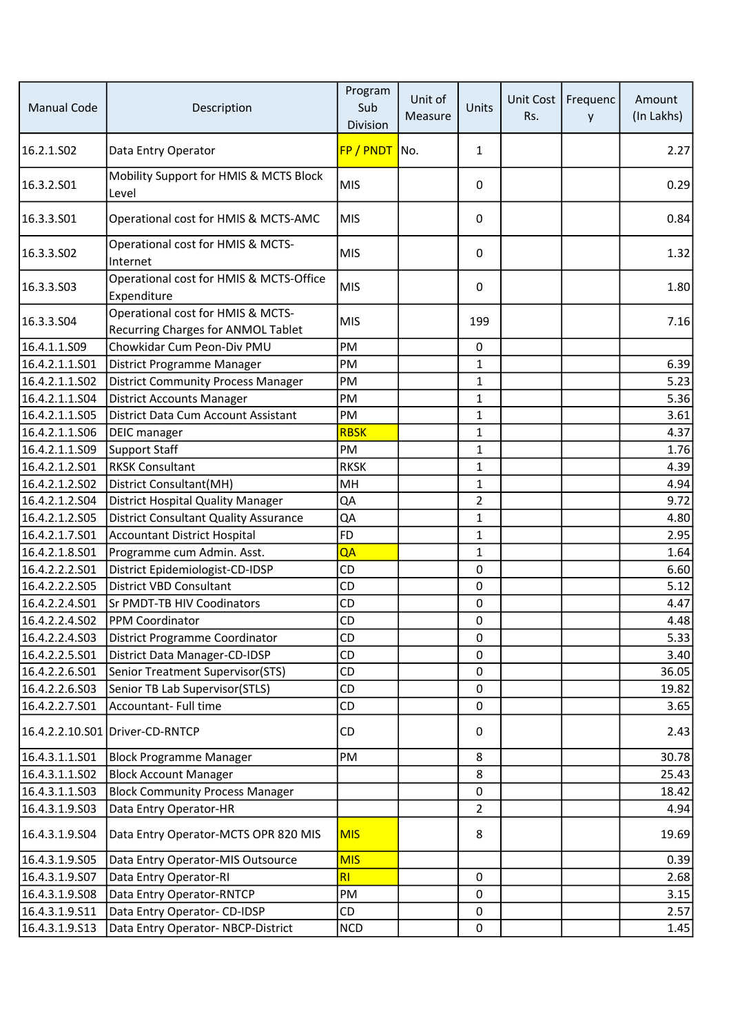| Manual Code | Description | Program Sub Division | Unit of Measure | Units | Unit Cost Rs. | Frequency | Amount (In Lakhs) |
|---|---|---|---|---|---|---|---|
| 16.2.1.S02 | Data Entry Operator | FP / PNDT | No. | 1 | | | 2.27 |
| 16.3.2.S01 | Mobility Support for HMIS & MCTS Block Level | MIS | | 0 | | | 0.29 |
| 16.3.3.S01 | Operational cost for HMIS & MCTS-AMC | MIS | | 0 | | | 0.84 |
| 16.3.3.S02 | Operational cost for HMIS & MCTS-Internet | MIS | | 0 | | | 1.32 |
| 16.3.3.S03 | Operational cost for HMIS & MCTS-Office Expenditure | MIS | | 0 | | | 1.80 |
| 16.3.3.S04 | Operational cost for HMIS & MCTS-Recurring Charges for ANMOL Tablet | MIS | | 199 | | | 7.16 |
| 16.4.1.1.S09 | Chowkidar Cum Peon-Div PMU | PM | | 0 | | | |
| 16.4.2.1.1.S01 | District Programme Manager | PM | | 1 | | | 6.39 |
| 16.4.2.1.1.S02 | District Community Process Manager | PM | | 1 | | | 5.23 |
| 16.4.2.1.1.S04 | District Accounts Manager | PM | | 1 | | | 5.36 |
| 16.4.2.1.1.S05 | District Data Cum Account Assistant | PM | | 1 | | | 3.61 |
| 16.4.2.1.1.S06 | DEIC manager | RBSK | | 1 | | | 4.37 |
| 16.4.2.1.1.S09 | Support Staff | PM | | 1 | | | 1.76 |
| 16.4.2.1.2.S01 | RKSK Consultant | RKSK | | 1 | | | 4.39 |
| 16.4.2.1.2.S02 | District Consultant(MH) | MH | | 1 | | | 4.94 |
| 16.4.2.1.2.S04 | District Hospital Quality Manager | QA | | 2 | | | 9.72 |
| 16.4.2.1.2.S05 | District Consultant Quality Assurance | QA | | 1 | | | 4.80 |
| 16.4.2.1.7.S01 | Accountant District Hospital | FD | | 1 | | | 2.95 |
| 16.4.2.1.8.S01 | Programme cum Admin. Asst. | QA | | 1 | | | 1.64 |
| 16.4.2.2.2.S01 | District Epidemiologist-CD-IDSP | CD | | 0 | | | 6.60 |
| 16.4.2.2.2.S05 | District VBD Consultant | CD | | 0 | | | 5.12 |
| 16.4.2.2.4.S01 | Sr PMDT-TB HIV Coodinators | CD | | 0 | | | 4.47 |
| 16.4.2.2.4.S02 | PPM Coordinator | CD | | 0 | | | 4.48 |
| 16.4.2.2.4.S03 | District Programme Coordinator | CD | | 0 | | | 5.33 |
| 16.4.2.2.5.S01 | District Data Manager-CD-IDSP | CD | | 0 | | | 3.40 |
| 16.4.2.2.6.S01 | Senior Treatment Supervisor(STS) | CD | | 0 | | | 36.05 |
| 16.4.2.2.6.S03 | Senior TB Lab Supervisor(STLS) | CD | | 0 | | | 19.82 |
| 16.4.2.2.7.S01 | Accountant- Full time | CD | | 0 | | | 3.65 |
| 16.4.2.2.10.S01 | Driver-CD-RNTCP | CD | | 0 | | | 2.43 |
| 16.4.3.1.1.S01 | Block Programme Manager | PM | | 8 | | | 30.78 |
| 16.4.3.1.1.S02 | Block Account Manager | | | 8 | | | 25.43 |
| 16.4.3.1.1.S03 | Block Community Process Manager | | | 0 | | | 18.42 |
| 16.4.3.1.9.S03 | Data Entry Operator-HR | | | 2 | | | 4.94 |
| 16.4.3.1.9.S04 | Data Entry Operator-MCTS OPR 820 MIS | MIS | | 8 | | | 19.69 |
| 16.4.3.1.9.S05 | Data Entry Operator-MIS Outsource | MIS | | | | | 0.39 |
| 16.4.3.1.9.S07 | Data Entry Operator-RI | RI | | 0 | | | 2.68 |
| 16.4.3.1.9.S08 | Data Entry Operator-RNTCP | PM | | 0 | | | 3.15 |
| 16.4.3.1.9.S11 | Data Entry Operator- CD-IDSP | CD | | 0 | | | 2.57 |
| 16.4.3.1.9.S13 | Data Entry Operator- NBCP-District | NCD | | 0 | | | 1.45 |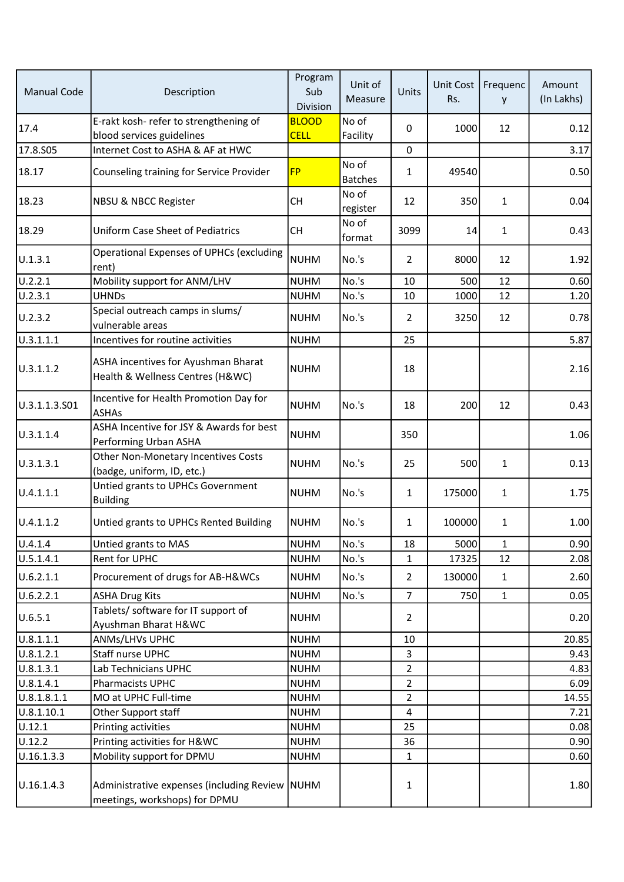| Manual Code | Description | Program Sub Division | Unit of Measure | Units | Unit Cost Rs. | Frequency | Amount (In Lakhs) |
|---|---|---|---|---|---|---|---|
| 17.4 | E-rakt kosh- refer to strengthening of blood services guidelines | BLOOD CELL | No of Facility | 0 | 1000 | 12 | 0.12 |
| 17.8.S05 | Internet Cost to ASHA & AF at HWC | | | 0 | | | 3.17 |
| 18.17 | Counseling training for Service Provider | FP | No of Batches | 1 | 49540 | | 0.50 |
| 18.23 | NBSU & NBCC Register | CH | No of register | 12 | 350 | 1 | 0.04 |
| 18.29 | Uniform Case Sheet of Pediatrics | CH | No of format | 3099 | 14 | 1 | 0.43 |
| U.1.3.1 | Operational Expenses of UPHCs (excluding rent) | NUHM | No.'s | 2 | 8000 | 12 | 1.92 |
| U.2.2.1 | Mobility support for ANM/LHV | NUHM | No.'s | 10 | 500 | 12 | 0.60 |
| U.2.3.1 | UHNDs | NUHM | No.'s | 10 | 1000 | 12 | 1.20 |
| U.2.3.2 | Special outreach camps in slums/ vulnerable areas | NUHM | No.'s | 2 | 3250 | 12 | 0.78 |
| U.3.1.1.1 | Incentives for routine activities | NUHM | | 25 | | | 5.87 |
| U.3.1.1.2 | ASHA incentives for Ayushman Bharat Health & Wellness Centres (H&WC) | NUHM | | 18 | | | 2.16 |
| U.3.1.1.3.S01 | Incentive for Health Promotion Day for ASHAs | NUHM | No.'s | 18 | 200 | 12 | 0.43 |
| U.3.1.1.4 | ASHA Incentive for JSY & Awards for best Performing Urban ASHA | NUHM | | 350 | | | 1.06 |
| U.3.1.3.1 | Other Non-Monetary Incentives Costs (badge, uniform, ID, etc.) | NUHM | No.'s | 25 | 500 | 1 | 0.13 |
| U.4.1.1.1 | Untied grants to UPHCs Government Building | NUHM | No.'s | 1 | 175000 | 1 | 1.75 |
| U.4.1.1.2 | Untied grants to UPHCs Rented Building | NUHM | No.'s | 1 | 100000 | 1 | 1.00 |
| U.4.1.4 | Untied grants to MAS | NUHM | No.'s | 18 | 5000 | 1 | 0.90 |
| U.5.1.4.1 | Rent for UPHC | NUHM | No.'s | 1 | 17325 | 12 | 2.08 |
| U.6.2.1.1 | Procurement of drugs for AB-H&WCs | NUHM | No.'s | 2 | 130000 | 1 | 2.60 |
| U.6.2.2.1 | ASHA Drug Kits | NUHM | No.'s | 7 | 750 | 1 | 0.05 |
| U.6.5.1 | Tablets/ software for IT support of Ayushman Bharat H&WC | NUHM | | 2 | | | 0.20 |
| U.8.1.1.1 | ANMs/LHVs UPHC | NUHM | | 10 | | | 20.85 |
| U.8.1.2.1 | Staff nurse UPHC | NUHM | | 3 | | | 9.43 |
| U.8.1.3.1 | Lab Technicians UPHC | NUHM | | 2 | | | 4.83 |
| U.8.1.4.1 | Pharmacists UPHC | NUHM | | 2 | | | 6.09 |
| U.8.1.8.1.1 | MO at UPHC Full-time | NUHM | | 2 | | | 14.55 |
| U.8.1.10.1 | Other Support staff | NUHM | | 4 | | | 7.21 |
| U.12.1 | Printing activities | NUHM | | 25 | | | 0.08 |
| U.12.2 | Printing activities for H&WC | NUHM | | 36 | | | 0.90 |
| U.16.1.3.3 | Mobility support for DPMU | NUHM | | 1 | | | 0.60 |
| U.16.1.4.3 | Administrative expenses (including Review meetings, workshops) for DPMU | NUHM | | 1 | | | 1.80 |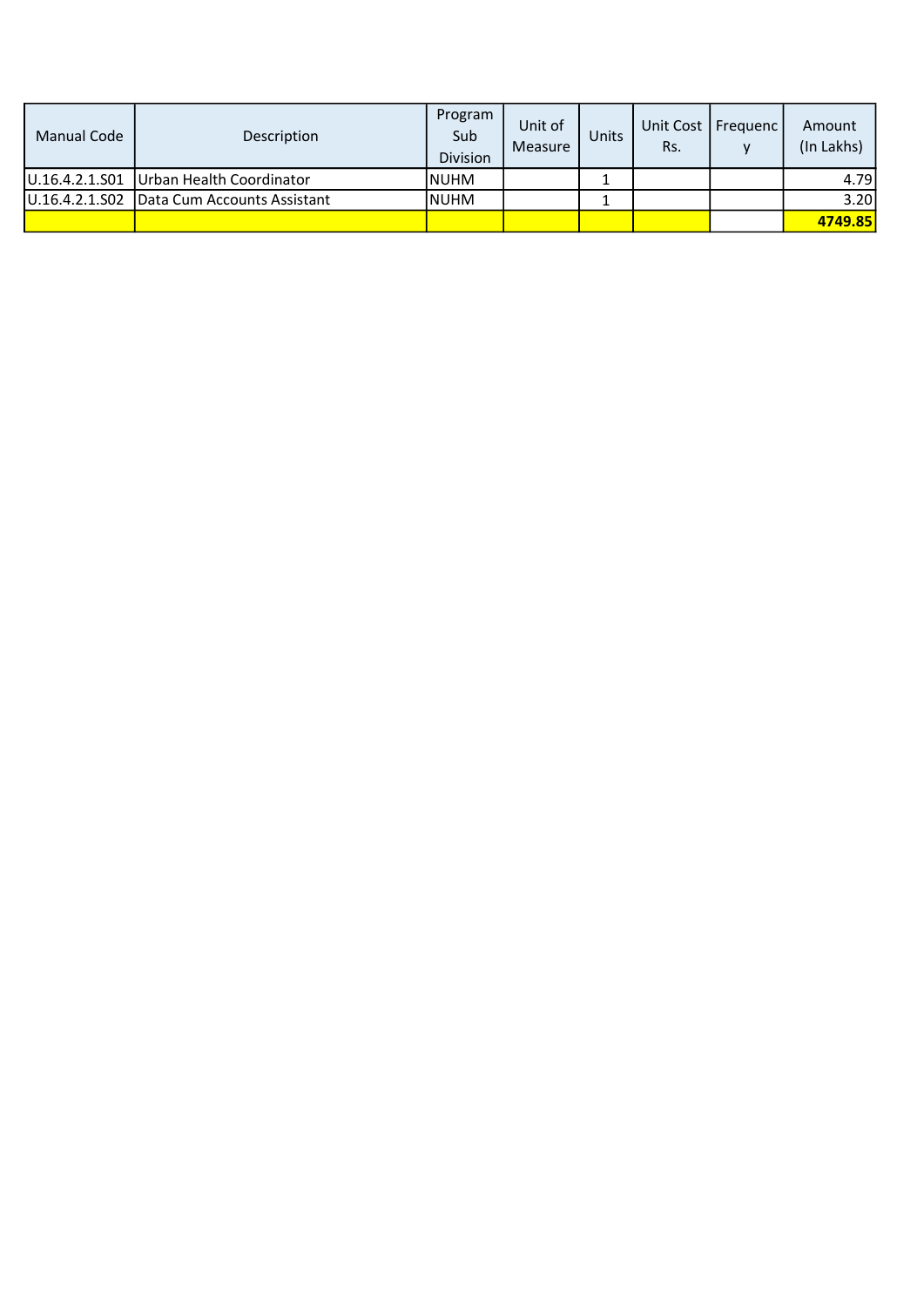| Manual Code | Description | Program Sub Division | Unit of Measure | Units | Unit Cost Rs. | Frequency | Amount (In Lakhs) |
|---|---|---|---|---|---|---|---|
| U.16.4.2.1.S01 | Urban Health Coordinator | NUHM | | 1 | | | 4.79 |
| U.16.4.2.1.S02 | Data Cum Accounts Assistant | NUHM | | 1 | | | 3.20 |
| | | | | | | | **4749.85** |